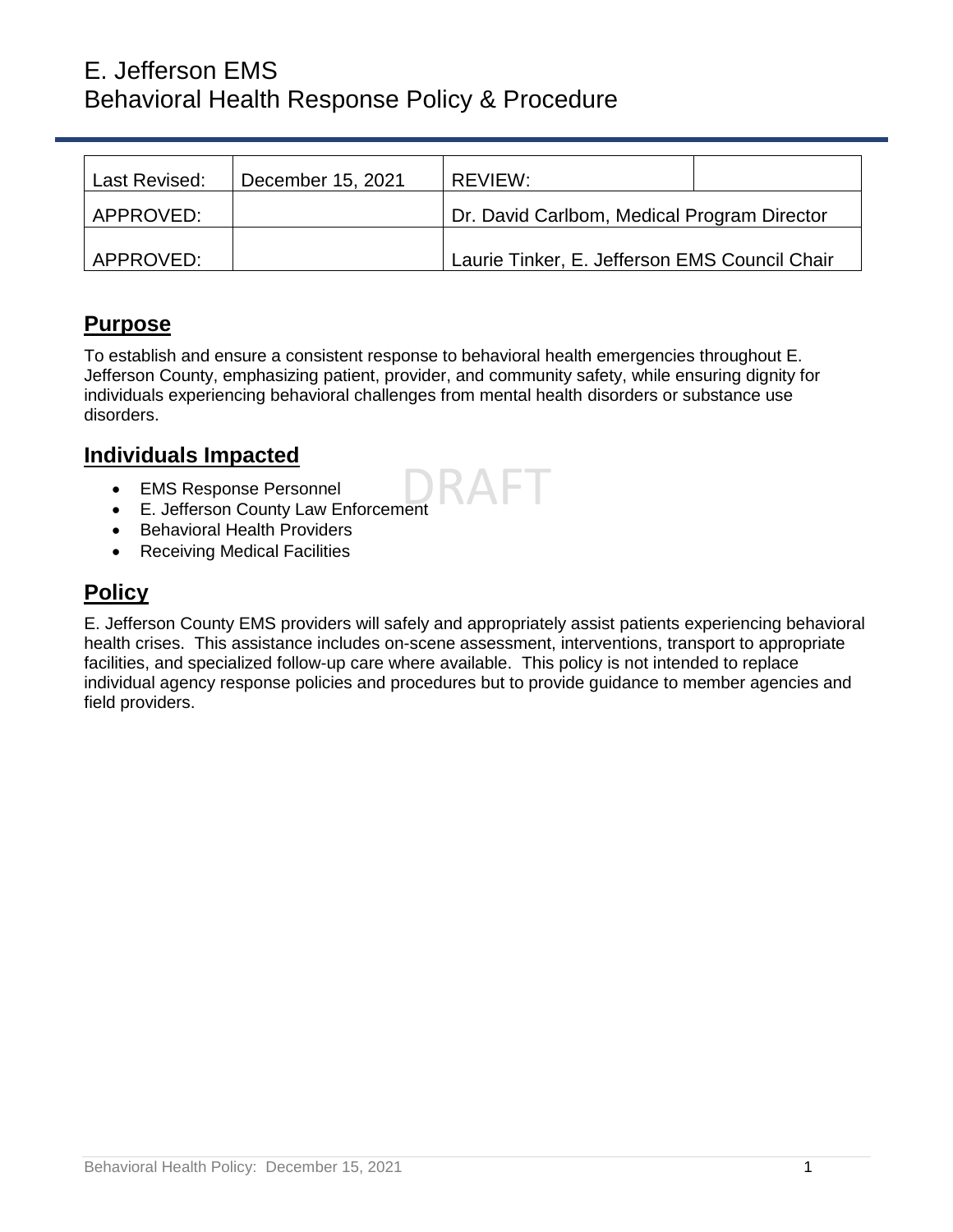# E. Jefferson EMS
# Behavioral Health Response Policy & Procedure

| Last Revised: | December 15, 2021 | REVIEW: | |
|---|---|---|---|
| APPROVED: | | Dr. David Carlbom, Medical Program Director | |
| APPROVED: | | Laurie Tinker, E. Jefferson EMS Council Chair | |

DRAFT

## Purpose

To establish and ensure a consistent response to behavioral health emergencies throughout E. Jefferson County, emphasizing patient, provider, and community safety, while ensuring dignity for individuals experiencing behavioral challenges from mental health disorders or substance use disorders.

## Individuals Impacted

- EMS Response Personnel
- E. Jefferson County Law Enforcement
- Behavioral Health Providers
- Receiving Medical Facilities

## Policy

E. Jefferson County EMS providers will safely and appropriately assist patients experiencing behavioral health crises. This assistance includes on-scene assessment, interventions, transport to appropriate facilities, and specialized follow-up care where available. This policy is not intended to replace individual agency response policies and procedures but to provide guidance to member agencies and field providers.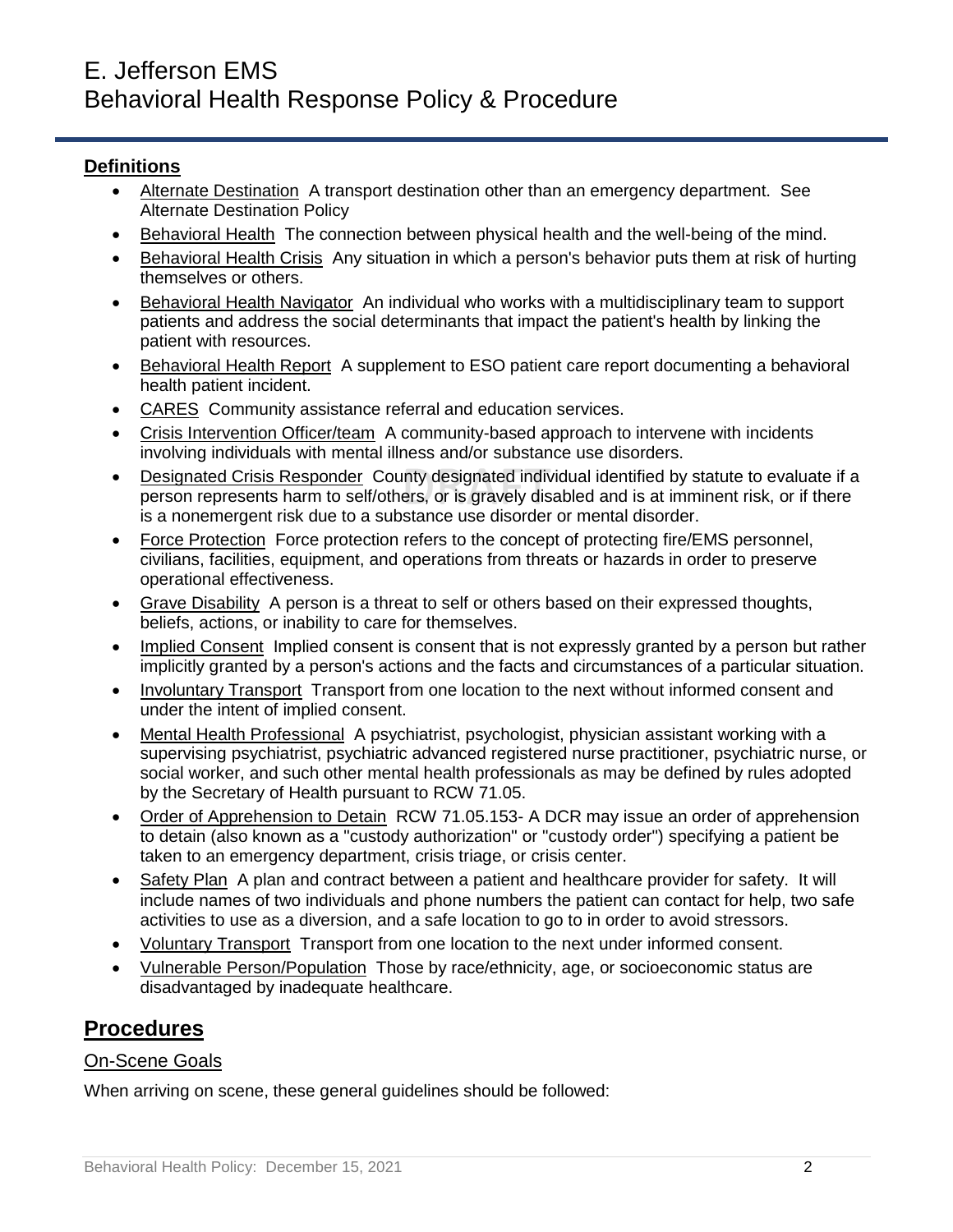## Definitions

- Alternate Destination  A transport destination other than an emergency department.  See Alternate Destination Policy
- Behavioral Health  The connection between physical health and the well-being of the mind.
- Behavioral Health Crisis  Any situation in which a person's behavior puts them at risk of hurting themselves or others.
- Behavioral Health Navigator  An individual who works with a multidisciplinary team to support patients and address the social determinants that impact the patient's health by linking the patient with resources.
- Behavioral Health Report  A supplement to ESO patient care report documenting a behavioral health patient incident.
- CARES  Community assistance referral and education services.
- Crisis Intervention Officer/team  A community-based approach to intervene with incidents involving individuals with mental illness and/or substance use disorders.
- Designated Crisis Responder  County designated individual identified by statute to evaluate if a person represents harm to self/others, or is gravely disabled and is at imminent risk, or if there is a nonemergent risk due to a substance use disorder or mental disorder.
- Force Protection  Force protection refers to the concept of protecting fire/EMS personnel, civilians, facilities, equipment, and operations from threats or hazards in order to preserve operational effectiveness.
- Grave Disability  A person is a threat to self or others based on their expressed thoughts, beliefs, actions, or inability to care for themselves.
- Implied Consent  Implied consent is consent that is not expressly granted by a person but rather implicitly granted by a person's actions and the facts and circumstances of a particular situation.
- Involuntary Transport  Transport from one location to the next without informed consent and under the intent of implied consent.
- Mental Health Professional  A psychiatrist, psychologist, physician assistant working with a supervising psychiatrist, psychiatric advanced registered nurse practitioner, psychiatric nurse, or social worker, and such other mental health professionals as may be defined by rules adopted by the Secretary of Health pursuant to RCW 71.05.
- Order of Apprehension to Detain  RCW 71.05.153- A DCR may issue an order of apprehension to detain (also known as a "custody authorization" or "custody order") specifying a patient be taken to an emergency department, crisis triage, or crisis center.
- Safety Plan  A plan and contract between a patient and healthcare provider for safety.  It will include names of two individuals and phone numbers the patient can contact for help, two safe activities to use as a diversion, and a safe location to go to in order to avoid stressors.
- Voluntary Transport  Transport from one location to the next under informed consent.
- Vulnerable Person/Population  Those by race/ethnicity, age, or socioeconomic status are disadvantaged by inadequate healthcare.

# Procedures

### On-Scene Goals

When arriving on scene, these general guidelines should be followed: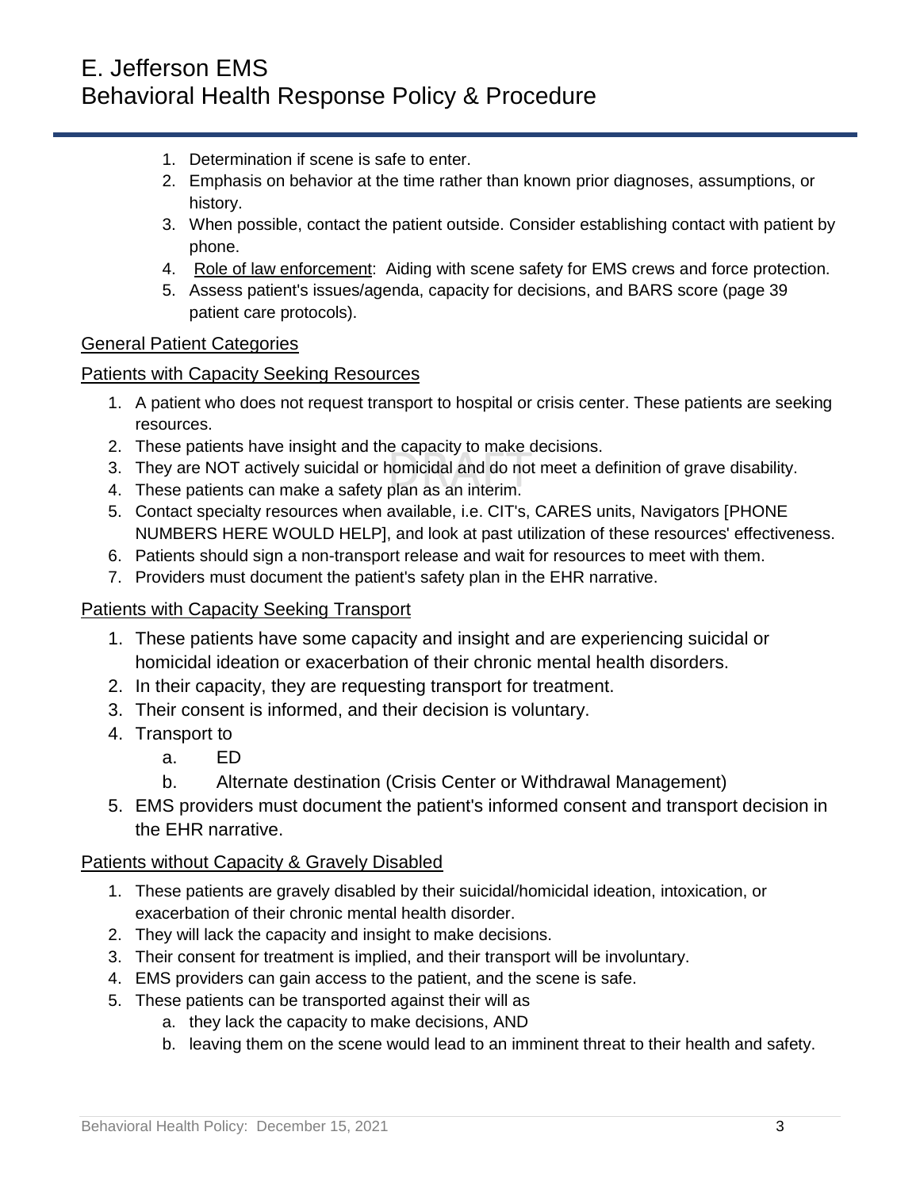1. Determination if scene is safe to enter.
2. Emphasis on behavior at the time rather than known prior diagnoses, assumptions, or history.
3. When possible, contact the patient outside. Consider establishing contact with patient by phone.
4. Role of law enforcement: Aiding with scene safety for EMS crews and force protection.
5. Assess patient's issues/agenda, capacity for decisions, and BARS score (page 39 patient care protocols).

## General Patient Categories

### Patients with Capacity Seeking Resources

1. A patient who does not request transport to hospital or crisis center. These patients are seeking resources.
2. These patients have insight and the capacity to make decisions.
3. They are NOT actively suicidal or homicidal and do not meet a definition of grave disability.
4. These patients can make a safety plan as an interim.
5. Contact specialty resources when available, i.e. CIT's, CARES units, Navigators [PHONE NUMBERS HERE WOULD HELP], and look at past utilization of these resources' effectiveness.
6. Patients should sign a non-transport release and wait for resources to meet with them.
7. Providers must document the patient's safety plan in the EHR narrative.

### Patients with Capacity Seeking Transport

1. These patients have some capacity and insight and are experiencing suicidal or homicidal ideation or exacerbation of their chronic mental health disorders.
2. In their capacity, they are requesting transport for treatment.
3. Their consent is informed, and their decision is voluntary.
4. Transport to
   a. ED
   b. Alternate destination (Crisis Center or Withdrawal Management)
5. EMS providers must document the patient's informed consent and transport decision in the EHR narrative.

### Patients without Capacity & Gravely Disabled

1. These patients are gravely disabled by their suicidal/homicidal ideation, intoxication, or exacerbation of their chronic mental health disorder.
2. They will lack the capacity and insight to make decisions.
3. Their consent for treatment is implied, and their transport will be involuntary.
4. EMS providers can gain access to the patient, and the scene is safe.
5. These patients can be transported against their will as
   a. they lack the capacity to make decisions, AND
   b. leaving them on the scene would lead to an imminent threat to their health and safety.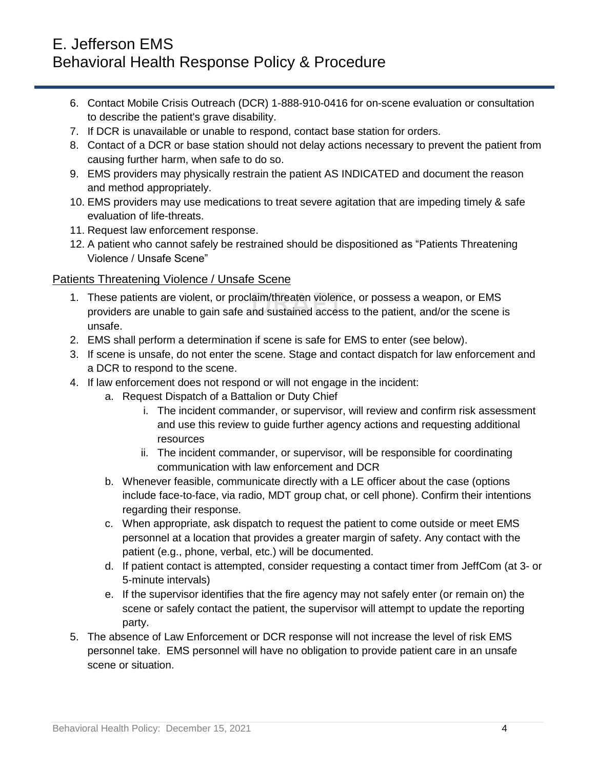6. Contact Mobile Crisis Outreach (DCR) 1-888-910-0416 for on-scene evaluation or consultation to describe the patient's grave disability.
7. If DCR is unavailable or unable to respond, contact base station for orders.
8. Contact of a DCR or base station should not delay actions necessary to prevent the patient from causing further harm, when safe to do so.
9. EMS providers may physically restrain the patient AS INDICATED and document the reason and method appropriately.
10. EMS providers may use medications to treat severe agitation that are impeding timely & safe evaluation of life-threats.
11. Request law enforcement response.
12. A patient who cannot safely be restrained should be dispositioned as "Patients Threatening Violence / Unsafe Scene"

## Patients Threatening Violence / Unsafe Scene

1. These patients are violent, or proclaim/threaten violence, or possess a weapon, or EMS providers are unable to gain safe and sustained access to the patient, and/or the scene is unsafe.
2. EMS shall perform a determination if scene is safe for EMS to enter (see below).
3. If scene is unsafe, do not enter the scene. Stage and contact dispatch for law enforcement and a DCR to respond to the scene.
4. If law enforcement does not respond or will not engage in the incident:
   a. Request Dispatch of a Battalion or Duty Chief
      i. The incident commander, or supervisor, will review and confirm risk assessment and use this review to guide further agency actions and requesting additional resources
      ii. The incident commander, or supervisor, will be responsible for coordinating communication with law enforcement and DCR
   b. Whenever feasible, communicate directly with a LE officer about the case (options include face-to-face, via radio, MDT group chat, or cell phone). Confirm their intentions regarding their response.
   c. When appropriate, ask dispatch to request the patient to come outside or meet EMS personnel at a location that provides a greater margin of safety. Any contact with the patient (e.g., phone, verbal, etc.) will be documented.
   d. If patient contact is attempted, consider requesting a contact timer from JeffCom (at 3- or 5-minute intervals)
   e. If the supervisor identifies that the fire agency may not safely enter (or remain on) the scene or safely contact the patient, the supervisor will attempt to update the reporting party.
5. The absence of Law Enforcement or DCR response will not increase the level of risk EMS personnel take. EMS personnel will have no obligation to provide patient care in an unsafe scene or situation.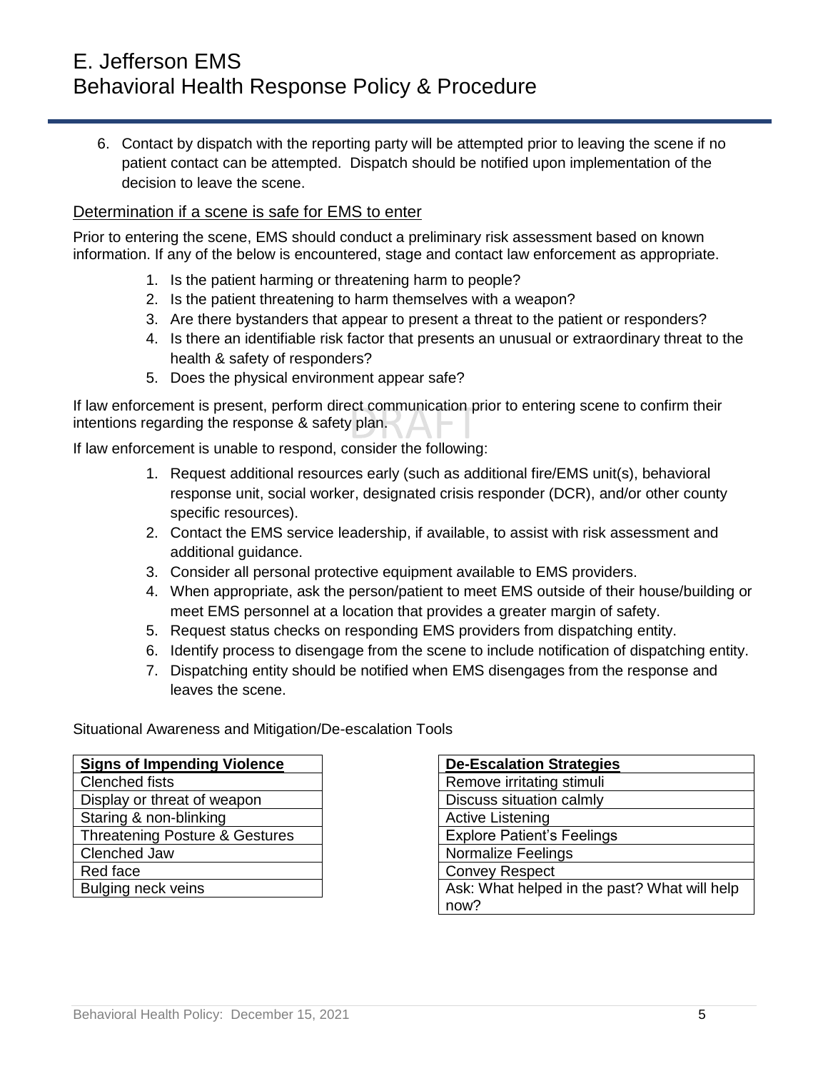6. Contact by dispatch with the reporting party will be attempted prior to leaving the scene if no patient contact can be attempted. Dispatch should be notified upon implementation of the decision to leave the scene.

## Determination if a scene is safe for EMS to enter

Prior to entering the scene, EMS should conduct a preliminary risk assessment based on known information. If any of the below is encountered, stage and contact law enforcement as appropriate.

1. Is the patient harming or threatening harm to people?
2. Is the patient threatening to harm themselves with a weapon?
3. Are there bystanders that appear to present a threat to the patient or responders?
4. Is there an identifiable risk factor that presents an unusual or extraordinary threat to the health & safety of responders?
5. Does the physical environment appear safe?

If law enforcement is present, perform direct communication prior to entering scene to confirm their intentions regarding the response & safety plan.

If law enforcement is unable to respond, consider the following:

1. Request additional resources early (such as additional fire/EMS unit(s), behavioral response unit, social worker, designated crisis responder (DCR), and/or other county specific resources).
2. Contact the EMS service leadership, if available, to assist with risk assessment and additional guidance.
3. Consider all personal protective equipment available to EMS providers.
4. When appropriate, ask the person/patient to meet EMS outside of their house/building or meet EMS personnel at a location that provides a greater margin of safety.
5. Request status checks on responding EMS providers from dispatching entity.
6. Identify process to disengage from the scene to include notification of dispatching entity.
7. Dispatching entity should be notified when EMS disengages from the response and leaves the scene.

Situational Awareness and Mitigation/De-escalation Tools

| **Signs of Impending Violence** |
|---|
| Clenched fists |
| Display or threat of weapon |
| Staring & non-blinking |
| Threatening Posture & Gestures |
| Clenched Jaw |
| Red face |
| Bulging neck veins |

| **De-Escalation Strategies** |
|---|
| Remove irritating stimuli |
| Discuss situation calmly |
| Active Listening |
| Explore Patient's Feelings |
| Normalize Feelings |
| Convey Respect |
| Ask: What helped in the past? What will help now? |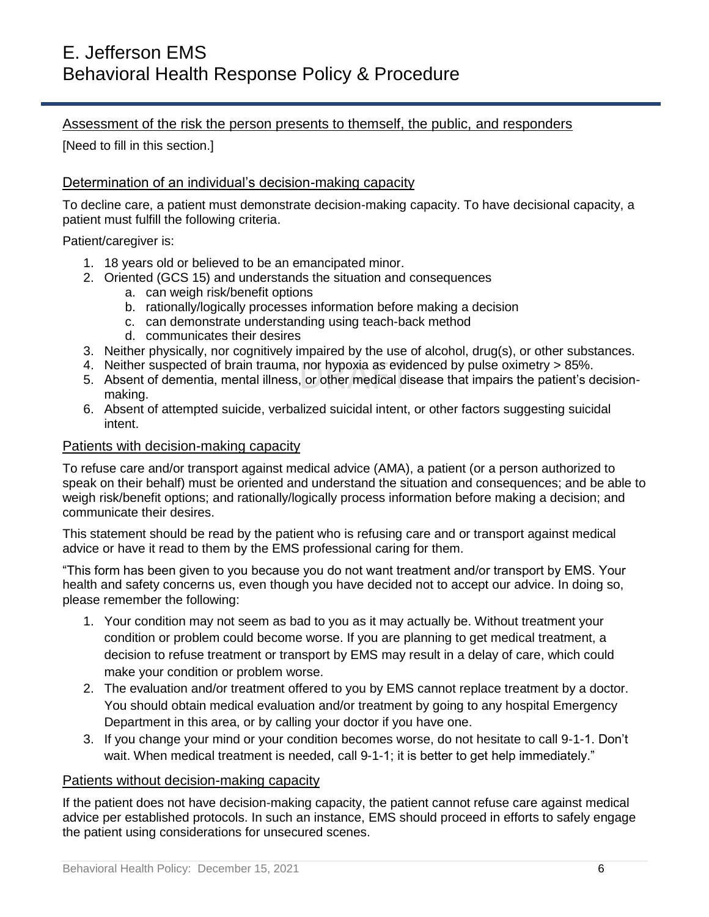## Assessment of the risk the person presents to themself, the public, and responders

[Need to fill in this section.]

## Determination of an individual's decision-making capacity

To decline care, a patient must demonstrate decision-making capacity. To have decisional capacity, a patient must fulfill the following criteria.

Patient/caregiver is:

1. 18 years old or believed to be an emancipated minor.
2. Oriented (GCS 15) and understands the situation and consequences
   a. can weigh risk/benefit options
   b. rationally/logically processes information before making a decision
   c. can demonstrate understanding using teach-back method
   d. communicates their desires
3. Neither physically, nor cognitively impaired by the use of alcohol, drug(s), or other substances.
4. Neither suspected of brain trauma, nor hypoxia as evidenced by pulse oximetry > 85%.
5. Absent of dementia, mental illness, or other medical disease that impairs the patient's decision-making.
6. Absent of attempted suicide, verbalized suicidal intent, or other factors suggesting suicidal intent.

## Patients with decision-making capacity

To refuse care and/or transport against medical advice (AMA), a patient (or a person authorized to speak on their behalf) must be oriented and understand the situation and consequences; and be able to weigh risk/benefit options; and rationally/logically process information before making a decision; and communicate their desires.

This statement should be read by the patient who is refusing care and or transport against medical advice or have it read to them by the EMS professional caring for them.

"This form has been given to you because you do not want treatment and/or transport by EMS. Your health and safety concerns us, even though you have decided not to accept our advice. In doing so, please remember the following:

1. Your condition may not seem as bad to you as it may actually be. Without treatment your condition or problem could become worse. If you are planning to get medical treatment, a decision to refuse treatment or transport by EMS may result in a delay of care, which could make your condition or problem worse.
2. The evaluation and/or treatment offered to you by EMS cannot replace treatment by a doctor. You should obtain medical evaluation and/or treatment by going to any hospital Emergency Department in this area, or by calling your doctor if you have one.
3. If you change your mind or your condition becomes worse, do not hesitate to call 9-1-1. Don't wait. When medical treatment is needed, call 9-1-1; it is better to get help immediately."

## Patients without decision-making capacity

If the patient does not have decision-making capacity, the patient cannot refuse care against medical advice per established protocols. In such an instance, EMS should proceed in efforts to safely engage the patient using considerations for unsecured scenes.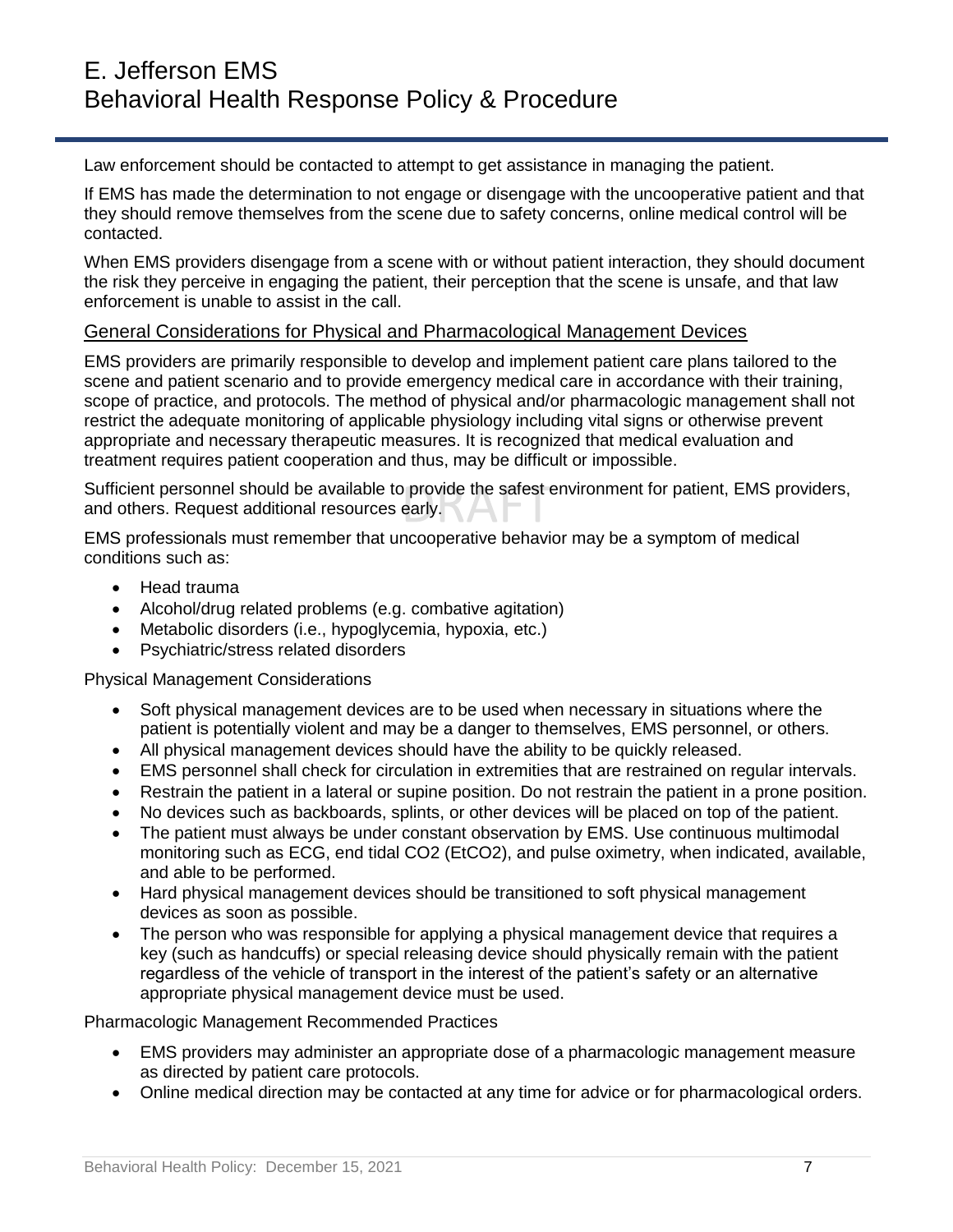Law enforcement should be contacted to attempt to get assistance in managing the patient.

If EMS has made the determination to not engage or disengage with the uncooperative patient and that they should remove themselves from the scene due to safety concerns, online medical control will be contacted.

When EMS providers disengage from a scene with or without patient interaction, they should document the risk they perceive in engaging the patient, their perception that the scene is unsafe, and that law enforcement is unable to assist in the call.

## General Considerations for Physical and Pharmacological Management Devices

EMS providers are primarily responsible to develop and implement patient care plans tailored to the scene and patient scenario and to provide emergency medical care in accordance with their training, scope of practice, and protocols. The method of physical and/or pharmacologic management shall not restrict the adequate monitoring of applicable physiology including vital signs or otherwise prevent appropriate and necessary therapeutic measures. It is recognized that medical evaluation and treatment requires patient cooperation and thus, may be difficult or impossible.

Sufficient personnel should be available to provide the safest environment for patient, EMS providers, and others. Request additional resources early.

EMS professionals must remember that uncooperative behavior may be a symptom of medical conditions such as:

- Head trauma
- Alcohol/drug related problems (e.g. combative agitation)
- Metabolic disorders (i.e., hypoglycemia, hypoxia, etc.)
- Psychiatric/stress related disorders

Physical Management Considerations

- Soft physical management devices are to be used when necessary in situations where the patient is potentially violent and may be a danger to themselves, EMS personnel, or others.
- All physical management devices should have the ability to be quickly released.
- EMS personnel shall check for circulation in extremities that are restrained on regular intervals.
- Restrain the patient in a lateral or supine position. Do not restrain the patient in a prone position.
- No devices such as backboards, splints, or other devices will be placed on top of the patient.
- The patient must always be under constant observation by EMS. Use continuous multimodal monitoring such as ECG, end tidal $CO_2$ ($EtCO_2$), and pulse oximetry, when indicated, available, and able to be performed.
- Hard physical management devices should be transitioned to soft physical management devices as soon as possible.
- The person who was responsible for applying a physical management device that requires a key (such as handcuffs) or special releasing device should physically remain with the patient regardless of the vehicle of transport in the interest of the patient's safety or an alternative appropriate physical management device must be used.

Pharmacologic Management Recommended Practices

- EMS providers may administer an appropriate dose of a pharmacologic management measure as directed by patient care protocols.
- Online medical direction may be contacted at any time for advice or for pharmacological orders.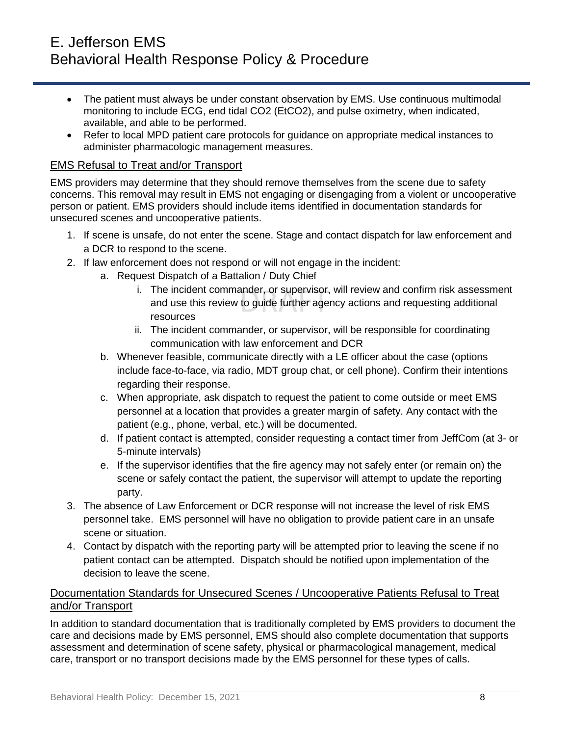- The patient must always be under constant observation by EMS. Use continuous multimodal monitoring to include ECG, end tidal $CO_2$ (Et$CO_2$), and pulse oximetry, when indicated, available, and able to be performed.
- Refer to local MPD patient care protocols for guidance on appropriate medical instances to administer pharmacologic management measures.

## EMS Refusal to Treat and/or Transport

EMS providers may determine that they should remove themselves from the scene due to safety concerns. This removal may result in EMS not engaging or disengaging from a violent or uncooperative person or patient. EMS providers should include items identified in documentation standards for unsecured scenes and uncooperative patients.

1. If scene is unsafe, do not enter the scene. Stage and contact dispatch for law enforcement and a DCR to respond to the scene.
2. If law enforcement does not respond or will not engage in the incident:
   a. Request Dispatch of a Battalion / Duty Chief
      i. The incident commander, or supervisor, will review and confirm risk assessment and use this review to guide further agency actions and requesting additional resources
      ii. The incident commander, or supervisor, will be responsible for coordinating communication with law enforcement and DCR
   b. Whenever feasible, communicate directly with a LE officer about the case (options include face-to-face, via radio, MDT group chat, or cell phone). Confirm their intentions regarding their response.
   c. When appropriate, ask dispatch to request the patient to come outside or meet EMS personnel at a location that provides a greater margin of safety. Any contact with the patient (e.g., phone, verbal, etc.) will be documented.
   d. If patient contact is attempted, consider requesting a contact timer from JeffCom (at 3- or 5-minute intervals)
   e. If the supervisor identifies that the fire agency may not safely enter (or remain on) the scene or safely contact the patient, the supervisor will attempt to update the reporting party.
3. The absence of Law Enforcement or DCR response will not increase the level of risk EMS personnel take. EMS personnel will have no obligation to provide patient care in an unsafe scene or situation.
4. Contact by dispatch with the reporting party will be attempted prior to leaving the scene if no patient contact can be attempted. Dispatch should be notified upon implementation of the decision to leave the scene.

## Documentation Standards for Unsecured Scenes / Uncooperative Patients Refusal to Treat and/or Transport

In addition to standard documentation that is traditionally completed by EMS providers to document the care and decisions made by EMS personnel, EMS should also complete documentation that supports assessment and determination of scene safety, physical or pharmacological management, medical care, transport or no transport decisions made by the EMS personnel for these types of calls.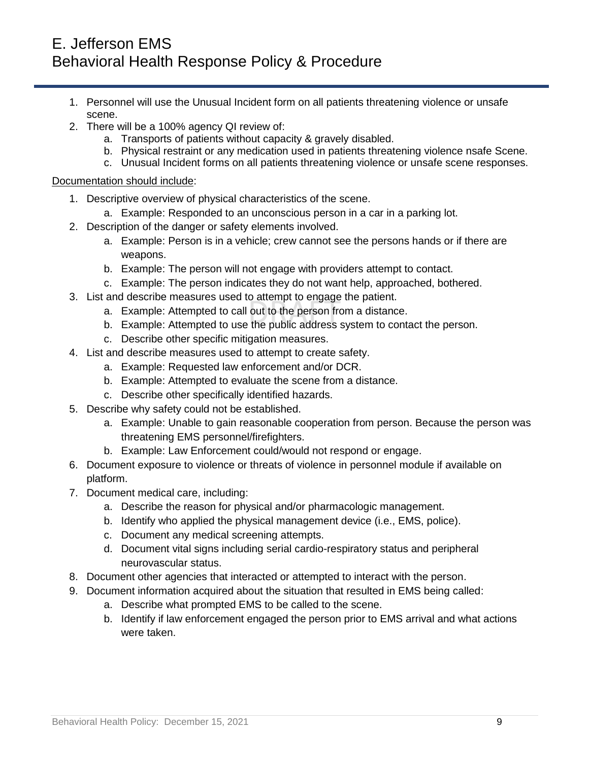1. Personnel will use the Unusual Incident form on all patients threatening violence or unsafe scene.
2. There will be a 100% agency QI review of:
    a. Transports of patients without capacity & gravely disabled.
    b. Physical restraint or any medication used in patients threatening violence nsafe Scene.
    c. Unusual Incident forms on all patients threatening violence or unsafe scene responses.

<u>Documentation should include</u>:

1. Descriptive overview of physical characteristics of the scene.
    a. Example: Responded to an unconscious person in a car in a parking lot.
2. Description of the danger or safety elements involved.
    a. Example: Person is in a vehicle; crew cannot see the persons hands or if there are weapons.
    b. Example: The person will not engage with providers attempt to contact.
    c. Example: The person indicates they do not want help, approached, bothered.
3. List and describe measures used to attempt to engage the patient.
    a. Example: Attempted to call out to the person from a distance.
    b. Example: Attempted to use the public address system to contact the person.
    c. Describe other specific mitigation measures.
4. List and describe measures used to attempt to create safety.
    a. Example: Requested law enforcement and/or DCR.
    b. Example: Attempted to evaluate the scene from a distance.
    c. Describe other specifically identified hazards.
5. Describe why safety could not be established.
    a. Example: Unable to gain reasonable cooperation from person. Because the person was threatening EMS personnel/firefighters.
    b. Example: Law Enforcement could/would not respond or engage.
6. Document exposure to violence or threats of violence in personnel module if available on platform.
7. Document medical care, including:
    a. Describe the reason for physical and/or pharmacologic management.
    b. Identify who applied the physical management device (i.e., EMS, police).
    c. Document any medical screening attempts.
    d. Document vital signs including serial cardio-respiratory status and peripheral neurovascular status.
8. Document other agencies that interacted or attempted to interact with the person.
9. Document information acquired about the situation that resulted in EMS being called:
    a. Describe what prompted EMS to be called to the scene.
    b. Identify if law enforcement engaged the person prior to EMS arrival and what actions were taken.